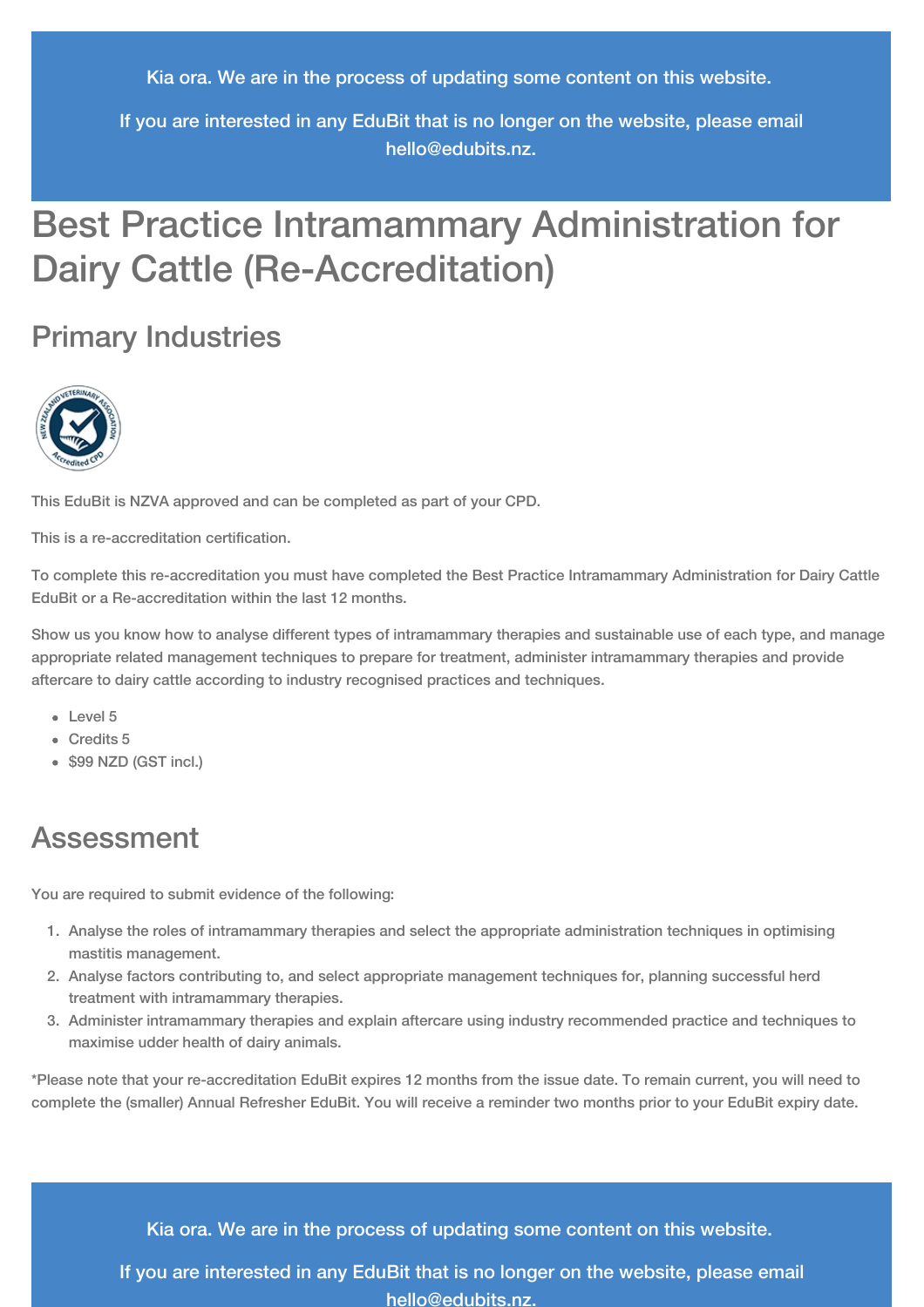Kia ora. We are in the process of updating some content on this website.

If you are interested in any EduBit that is no longer on the website, please email hello@edubits.nz.

# Best Practice Intramammary Administration for Dairy Cattle (Re-Accreditation)

## Primary Industries

This EduBit is NZVA approved and can be completed as part of your CPD.

This is a re-accreditation certification.

To complete this re-accreditation you must have completed the Best Practice Intramammary Administration for Dairy Cattle EduBit or a Re-accreditation within the last 12 months.

Show us you know how to analyse different types of intramammary therapies and sustainable use of each type, and manage appropriate related management techniques to prepare for treatment, administer intramammary therapies and provide aftercare to dairy cattle according to industry recognised practices and techniques.

- Level 5
- Credits 5
- $99 NZD (GST incl.)

## Assessment

You are required to submit evidence of the following:

1. Analyse the roles of intramammary therapies and select the appropriate administration techniques in optimising mastitis management.
2. Analyse factors contributing to, and select appropriate management techniques for, planning successful herd treatment with intramammary therapies.
3. Administer intramammary therapies and explain aftercare using industry recommended practice and techniques to maximise udder health of dairy animals.

*Please note that your re-accreditation EduBit expires 12 months from the issue date. To remain current, you will need to complete the (smaller) Annual Refresher EduBit. You will receive a reminder two months prior to your EduBit expiry date.

Kia ora. We are in the process of updating some content on this website.

If you are interested in any EduBit that is no longer on the website, please email hello@edubits.nz.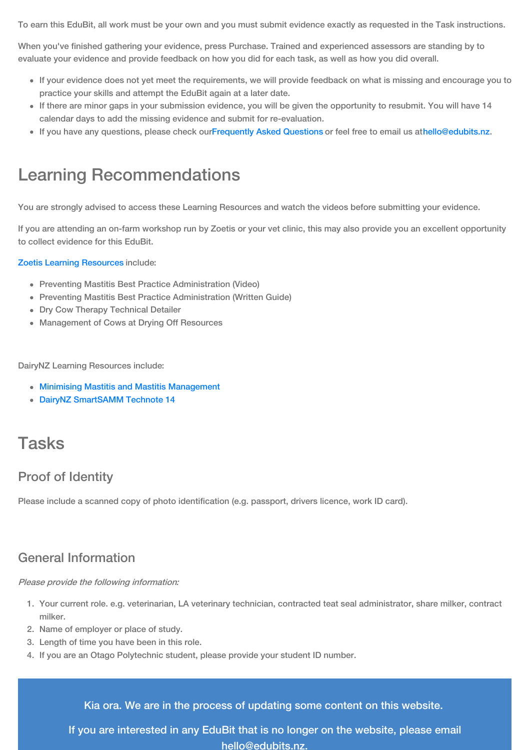To earn this EduBit, all work must be your own and you must submit evidence exactly as requested in the Task instructions.

When you've finished gathering your evidence, press Purchase. Trained and experienced assessors are standing by to evaluate your evidence and provide feedback on how you did for each task, as well as how you did overall.

- If your evidence does not yet meet the requirements, we will provide feedback on what is missing and encourage you to practice your skills and attempt the EduBit again at a later date.
- If there are minor gaps in your submission evidence, you will be given the opportunity to resubmit. You will have 14 calendar days to add the missing evidence and submit for re-evaluation.
- If you have any questions, please check our Frequently Asked Questions or feel free to email us at hello@edubits.nz.

# Learning Recommendations

You are strongly advised to access these Learning Resources and watch the videos before submitting your evidence.

If you are attending an on-farm workshop run by Zoetis or your vet clinic, this may also provide you an excellent opportunity to collect evidence for this EduBit.

Zoetis Learning Resources include:

- Preventing Mastitis Best Practice Administration (Video)
- Preventing Mastitis Best Practice Administration (Written Guide)
- Dry Cow Therapy Technical Detailer
- Management of Cows at Drying Off Resources

DairyNZ Learning Resources include:

- Minimising Mastitis and Mastitis Management
- DairyNZ SmartSAMM Technote 14

# Tasks

## Proof of Identity

Please include a scanned copy of photo identification (e.g. passport, drivers licence, work ID card).

## General Information

*Please provide the following information:*

1. Your current role. e.g. veterinarian, LA veterinary technician, contracted teat seal administrator, share milker, contract milker.
2. Name of employer or place of study.
3. Length of time you have been in this role.
4. If you are an Otago Polytechnic student, please provide your student ID number.

Kia ora. We are in the process of updating some content on this website.

If you are interested in any EduBit that is no longer on the website, please email hello@edubits.nz.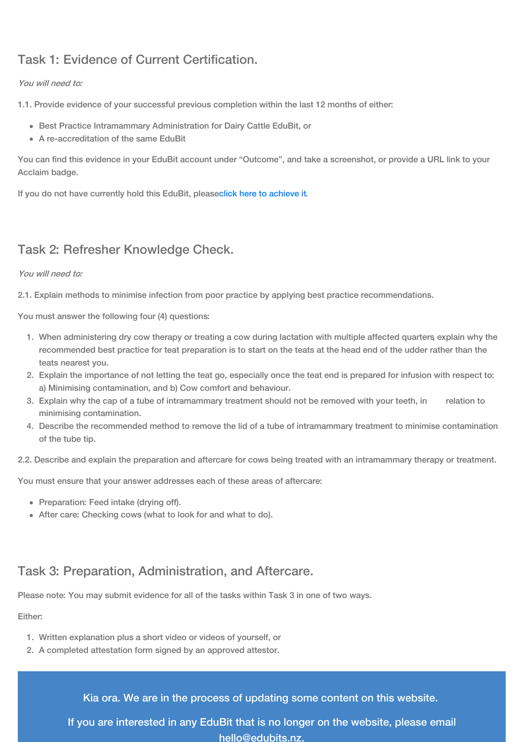## Task 1: Evidence of Current Certification.

*You will need to:*

1.1. Provide evidence of your successful previous completion within the last 12 months of either:

- Best Practice Intramammary Administration for Dairy Cattle EduBit, or
- A re-accreditation of the same EduBit

You can find this evidence in your EduBit account under "Outcome", and take a screenshot, or provide a URL link to your Acclaim badge.

If you do not have currently hold this EduBit, pleaseclick here to achieve it.

## Task 2: Refresher Knowledge Check.

*You will need to:*

2.1. Explain methods to minimise infection from poor practice by applying best practice recommendations.

You must answer the following four (4) questions:

1. When administering dry cow therapy or treating a cow during lactation with multiple affected quarters, explain why the recommended best practice for teat preparation is to start on the teats at the head end of the udder rather than the teats nearest you.
2. Explain the importance of not letting the teat go, especially once the teat end is prepared for infusion with respect to: a) Minimising contamination, and b) Cow comfort and behaviour.
3. Explain why the cap of a tube of intramammary treatment should not be removed with your teeth, in relation to minimising contamination.
4. Describe the recommended method to remove the lid of a tube of intramammary treatment to minimise contamination of the tube tip.

2.2. Describe and explain the preparation and aftercare for cows being treated with an intramammary therapy or treatment.

You must ensure that your answer addresses each of these areas of aftercare:

- Preparation: Feed intake (drying off).
- After care: Checking cows (what to look for and what to do).

## Task 3: Preparation, Administration, and Aftercare.

Please note: You may submit evidence for all of the tasks within Task 3 in one of two ways.

Either:

1. Written explanation plus a short video or videos of yourself, or
2. A completed attestation form signed by an approved attestor.

Kia ora. We are in the process of updating some content on this website.

If you are interested in any EduBit that is no longer on the website, please email hello@edubits.nz.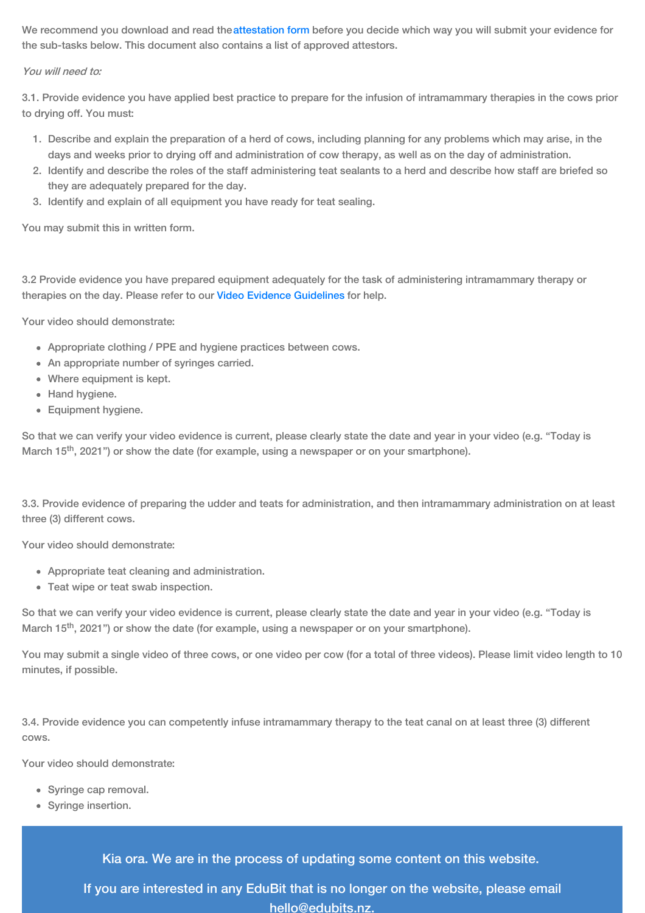We recommend you download and read the attestation form before you decide which way you will submit your evidence for the sub-tasks below. This document also contains a list of approved attestors.

*You will need to:*

3.1. Provide evidence you have applied best practice to prepare for the infusion of intramammary therapies in the cows prior to drying off. You must:

1. Describe and explain the preparation of a herd of cows, including planning for any problems which may arise, in the days and weeks prior to drying off and administration of cow therapy, as well as on the day of administration.
2. Identify and describe the roles of the staff administering teat sealants to a herd and describe how staff are briefed so they are adequately prepared for the day.
3. Identify and explain of all equipment you have ready for teat sealing.

You may submit this in written form.

3.2 Provide evidence you have prepared equipment adequately for the task of administering intramammary therapy or therapies on the day. Please refer to our Video Evidence Guidelines for help.

Your video should demonstrate:

- Appropriate clothing / PPE and hygiene practices between cows.
- An appropriate number of syringes carried.
- Where equipment is kept.
- Hand hygiene.
- Equipment hygiene.

So that we can verify your video evidence is current, please clearly state the date and year in your video (e.g. "Today is March 15th, 2021") or show the date (for example, using a newspaper or on your smartphone).

3.3. Provide evidence of preparing the udder and teats for administration, and then intramammary administration on at least three (3) different cows.

Your video should demonstrate:

- Appropriate teat cleaning and administration.
- Teat wipe or teat swab inspection.

So that we can verify your video evidence is current, please clearly state the date and year in your video (e.g. "Today is March 15th, 2021") or show the date (for example, using a newspaper or on your smartphone).

You may submit a single video of three cows, or one video per cow (for a total of three videos). Please limit video length to 10 minutes, if possible.

3.4. Provide evidence you can competently infuse intramammary therapy to the teat canal on at least three (3) different cows.

Your video should demonstrate:

- Syringe cap removal.
- Syringe insertion.

Kia ora. We are in the process of updating some content on this website.

If you are interested in any EduBit that is no longer on the website, please email hello@edubits.nz.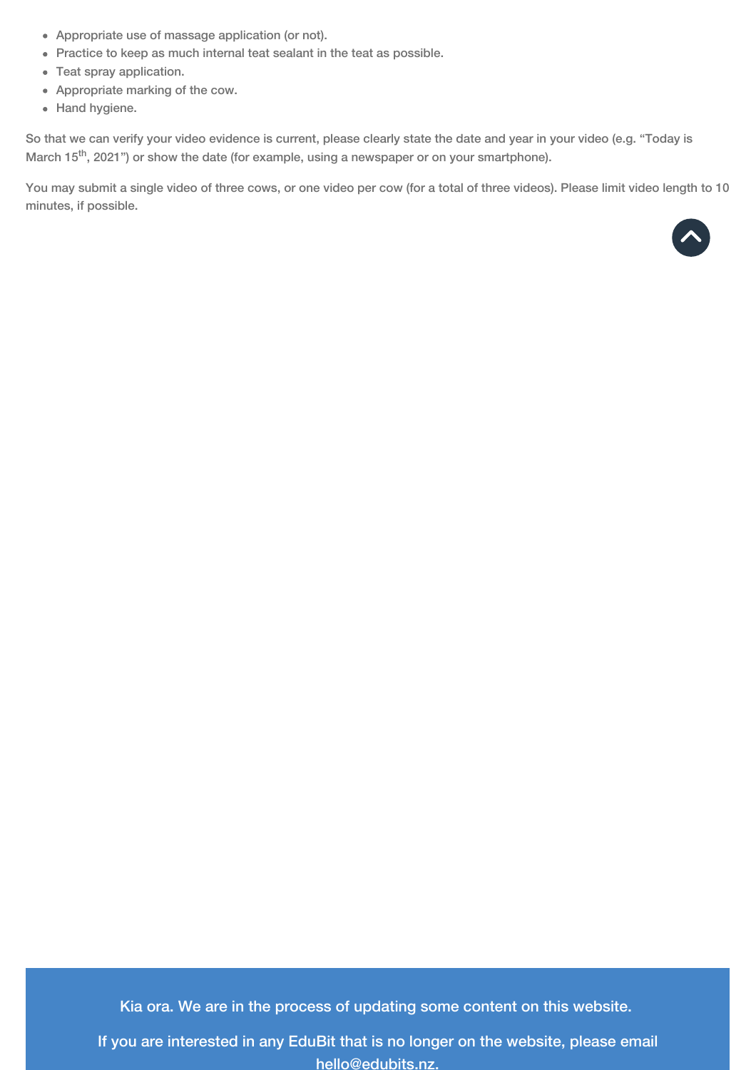- Appropriate use of massage application (or not).
- Practice to keep as much internal teat sealant in the teat as possible.
- Teat spray application.
- Appropriate marking of the cow.
- Hand hygiene.

So that we can verify your video evidence is current, please clearly state the date and year in your video (e.g. "Today is March 15th, 2021") or show the date (for example, using a newspaper or on your smartphone).

You may submit a single video of three cows, or one video per cow (for a total of three videos). Please limit video length to 10 minutes, if possible.

Kia ora. We are in the process of updating some content on this website.

If you are interested in any EduBit that is no longer on the website, please email hello@edubits.nz.